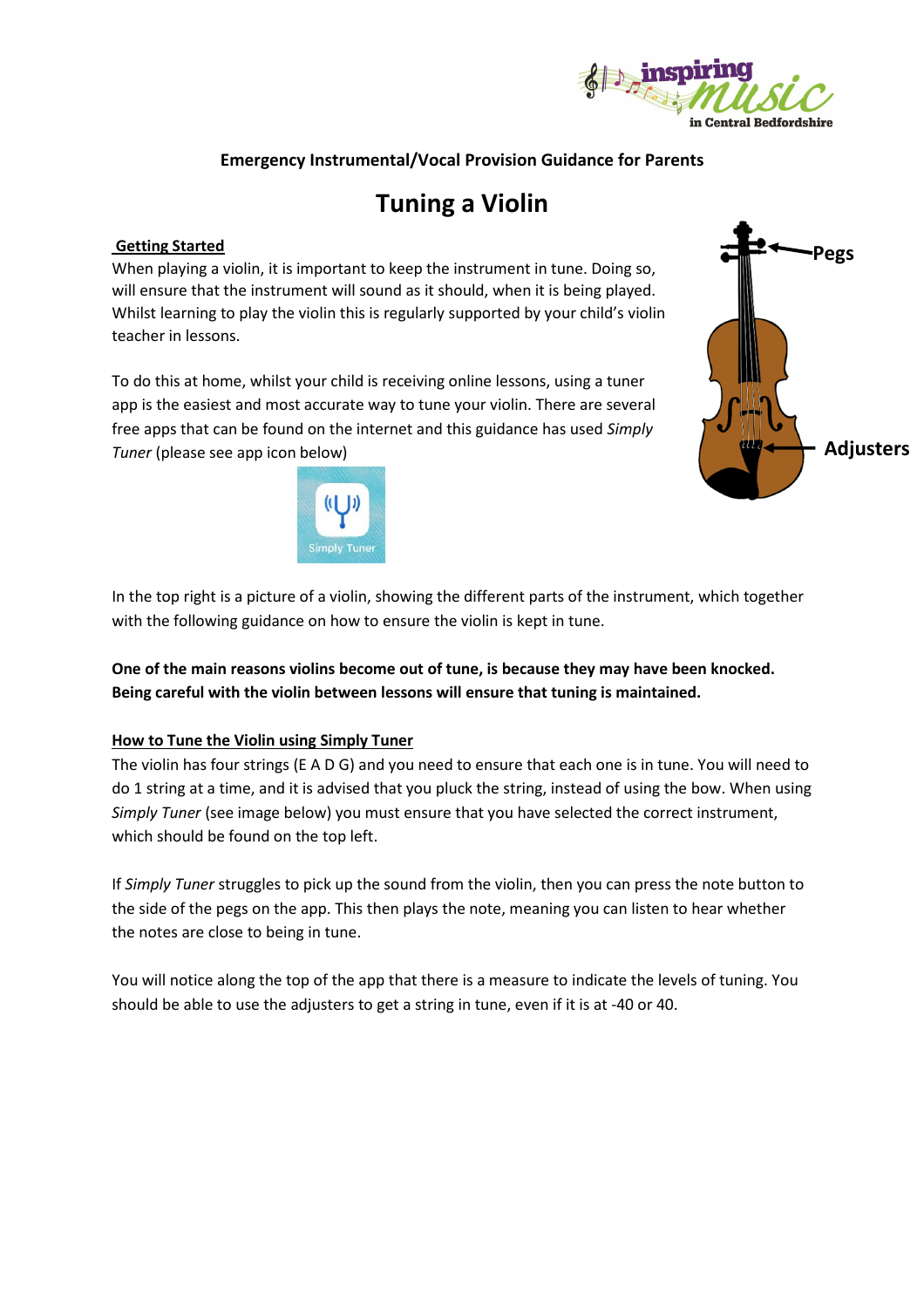**Emergency Instrumental/Vocal Provision Guidance for Parents**

# Tuning a Violin

## Getting Started

When playing a violin, it is important to keep the instrument in tune. Doing so, will ensure that the instrument will sound as it should, when it is being played. Whilst learning to play the violin this is regularly supported by your child's violin teacher in lessons.

To do this at home, whilst your child is receiving online lessons, using a tuner app is the easiest and most accurate way to tune your violin. There are several free apps that can be found on the internet and this guidance has used *Simply Tuner* (please see app icon below)

Simply Tuner

Pegs

Adjusters

In the top right is a picture of a violin, showing the different parts of the instrument, which together with the following guidance on how to ensure the violin is kept in tune.

**One of the main reasons violins become out of tune, is because they may have been knocked. Being careful with the violin between lessons will ensure that tuning is maintained.**

## How to Tune the Violin using Simply Tuner

The violin has four strings (E A D G) and you need to ensure that each one is in tune. You will need to do 1 string at a time, and it is advised that you pluck the string, instead of using the bow. When using *Simply Tuner* (see image below) you must ensure that you have selected the correct instrument, which should be found on the top left.

If *Simply Tuner* struggles to pick up the sound from the violin, then you can press the note button to the side of the pegs on the app. This then plays the note, meaning you can listen to hear whether the notes are close to being in tune.

You will notice along the top of the app that there is a measure to indicate the levels of tuning. You should be able to use the adjusters to get a string in tune, even if it is at -40 or 40.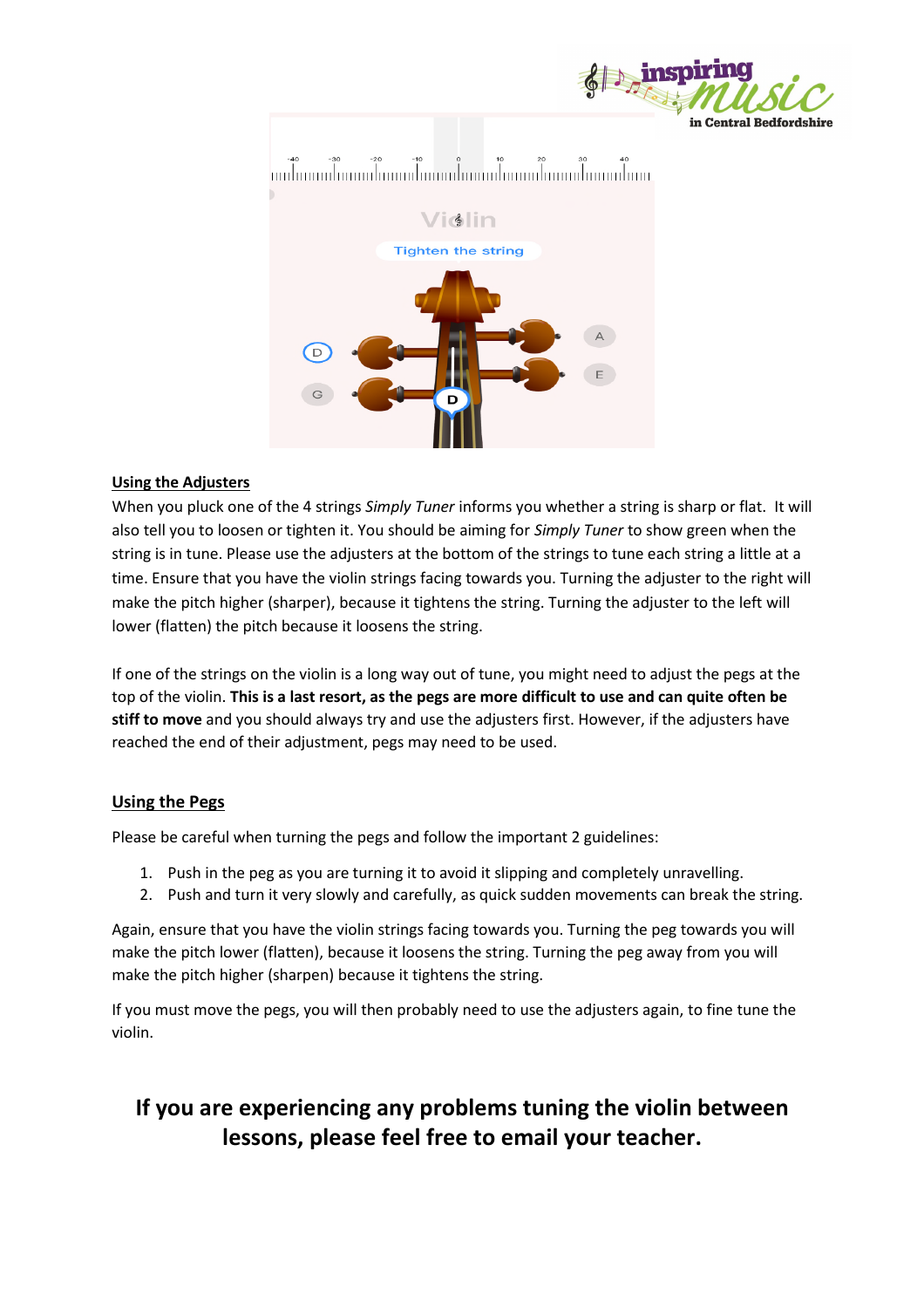## Using the Adjusters

When you pluck one of the 4 strings *Simply Tuner* informs you whether a string is sharp or flat. It will also tell you to loosen or tighten it. You should be aiming for *Simply Tuner* to show green when the string is in tune. Please use the adjusters at the bottom of the strings to tune each string a little at a time. Ensure that you have the violin strings facing towards you. Turning the adjuster to the right will make the pitch higher (sharper), because it tightens the string. Turning the adjuster to the left will lower (flatten) the pitch because it loosens the string.

If one of the strings on the violin is a long way out of tune, you might need to adjust the pegs at the top of the violin. **This is a last resort, as the pegs are more difficult to use and can quite often be stiff to move** and you should always try and use the adjusters first. However, if the adjusters have reached the end of their adjustment, pegs may need to be used.

## Using the Pegs

Please be careful when turning the pegs and follow the important 2 guidelines:

1. Push in the peg as you are turning it to avoid it slipping and completely unravelling.
2. Push and turn it very slowly and carefully, as quick sudden movements can break the string.

Again, ensure that you have the violin strings facing towards you. Turning the peg towards you will make the pitch lower (flatten), because it loosens the string. Turning the peg away from you will make the pitch higher (sharpen) because it tightens the string.

If you must move the pegs, you will then probably need to use the adjusters again, to fine tune the violin.

**If you are experiencing any problems tuning the violin between lessons, please feel free to email your teacher.**